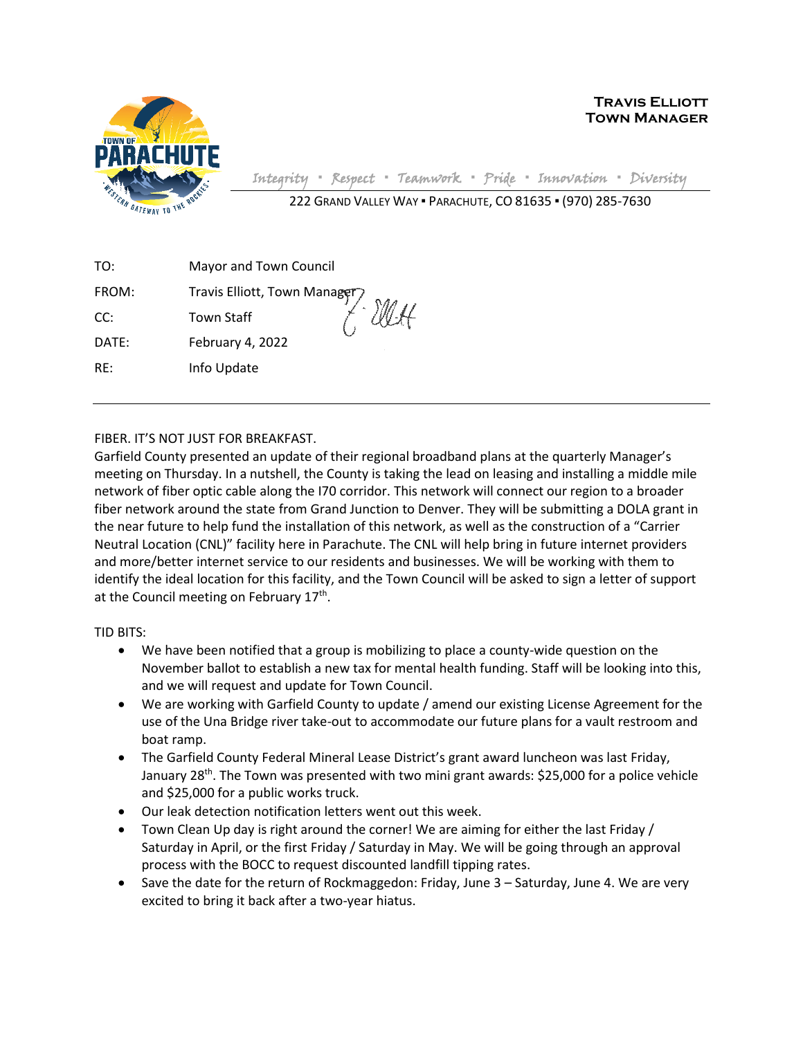**TRAVIS ELLIOTT**
**TOWN MANAGER**

*Integrity ▪ Respect ▪ Teamwork ▪ Pride ▪ Innovation ▪ Diversity*

222 GRAND VALLEY WAY ▪ PARACHUTE, CO 81635 ▪ (970) 285-7630

TO: Mayor and Town Council

FROM: Travis Elliott, Town Manager

CC: Town Staff

DATE: February 4, 2022

RE: Info Update

---

FIBER. IT'S NOT JUST FOR BREAKFAST.

Garfield County presented an update of their regional broadband plans at the quarterly Manager's meeting on Thursday. In a nutshell, the County is taking the lead on leasing and installing a middle mile network of fiber optic cable along the I70 corridor. This network will connect our region to a broader fiber network around the state from Grand Junction to Denver. They will be submitting a DOLA grant in the near future to help fund the installation of this network, as well as the construction of a "Carrier Neutral Location (CNL)" facility here in Parachute. The CNL will help bring in future internet providers and more/better internet service to our residents and businesses. We will be working with them to identify the ideal location for this facility, and the Town Council will be asked to sign a letter of support at the Council meeting on February 17th.

TID BITS:

- We have been notified that a group is mobilizing to place a county-wide question on the November ballot to establish a new tax for mental health funding. Staff will be looking into this, and we will request and update for Town Council.
- We are working with Garfield County to update / amend our existing License Agreement for the use of the Una Bridge river take-out to accommodate our future plans for a vault restroom and boat ramp.
- The Garfield County Federal Mineral Lease District's grant award luncheon was last Friday, January 28th. The Town was presented with two mini grant awards: $25,000 for a police vehicle and $25,000 for a public works truck.
- Our leak detection notification letters went out this week.
- Town Clean Up day is right around the corner! We are aiming for either the last Friday / Saturday in April, or the first Friday / Saturday in May. We will be going through an approval process with the BOCC to request discounted landfill tipping rates.
- Save the date for the return of Rockmaggedon: Friday, June 3 – Saturday, June 4. We are very excited to bring it back after a two-year hiatus.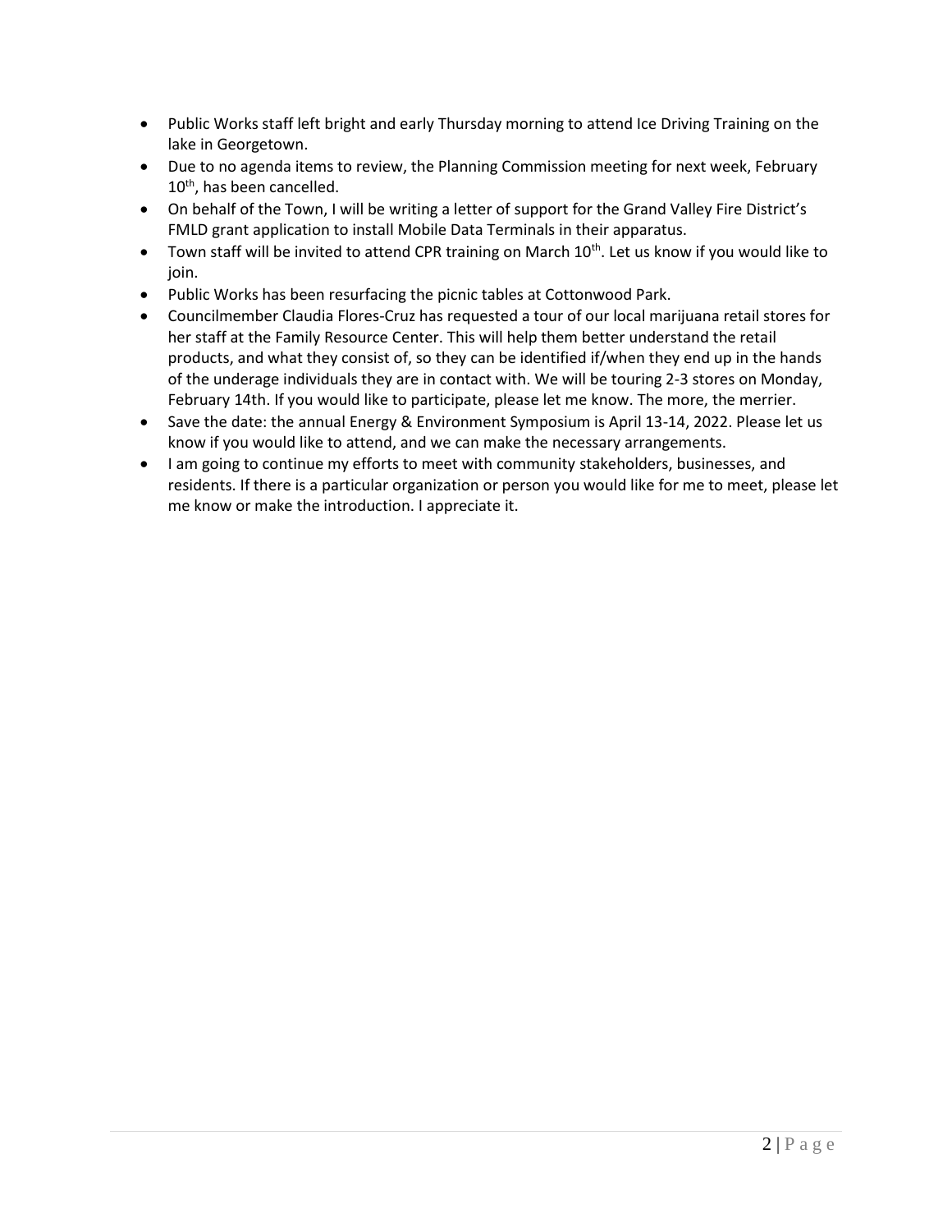- Public Works staff left bright and early Thursday morning to attend Ice Driving Training on the lake in Georgetown.
- Due to no agenda items to review, the Planning Commission meeting for next week, February 10th, has been cancelled.
- On behalf of the Town, I will be writing a letter of support for the Grand Valley Fire District's FMLD grant application to install Mobile Data Terminals in their apparatus.
- Town staff will be invited to attend CPR training on March 10th. Let us know if you would like to join.
- Public Works has been resurfacing the picnic tables at Cottonwood Park.
- Councilmember Claudia Flores-Cruz has requested a tour of our local marijuana retail stores for her staff at the Family Resource Center. This will help them better understand the retail products, and what they consist of, so they can be identified if/when they end up in the hands of the underage individuals they are in contact with. We will be touring 2-3 stores on Monday, February 14th. If you would like to participate, please let me know. The more, the merrier.
- Save the date: the annual Energy & Environment Symposium is April 13-14, 2022. Please let us know if you would like to attend, and we can make the necessary arrangements.
- I am going to continue my efforts to meet with community stakeholders, businesses, and residents. If there is a particular organization or person you would like for me to meet, please let me know or make the introduction. I appreciate it.